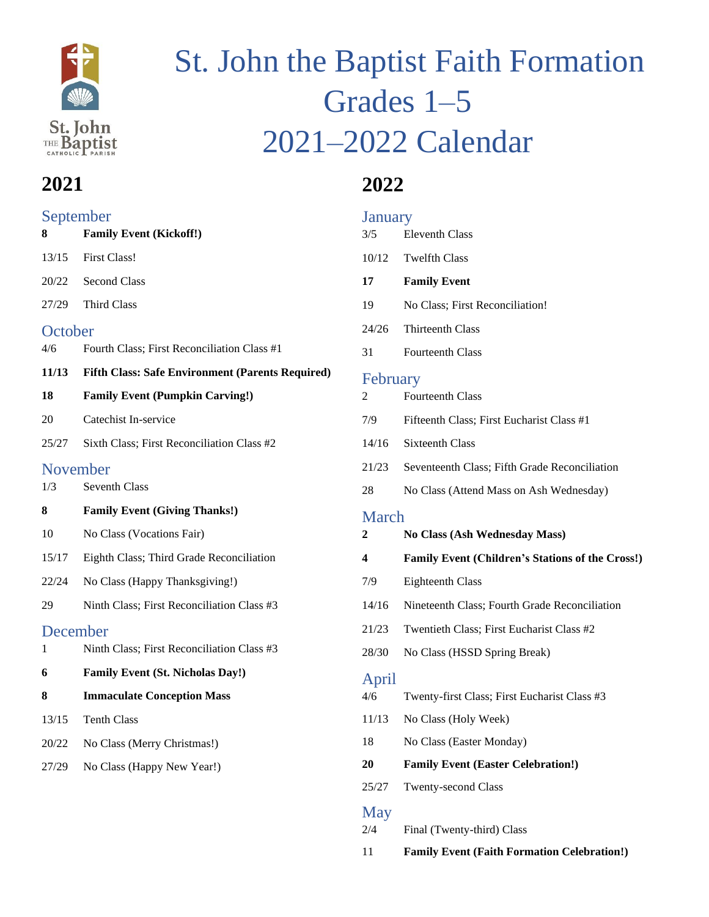# St. John the Baptist Faith Formation Grades 1–5 2021–2022 Calendar

## 2021

### September

**8** **Family Event (Kickoff!)**

13/15 First Class!

20/22 Second Class

27/29 Third Class

### October

4/6 Fourth Class; First Reconciliation Class #1

**11/13** **Fifth Class: Safe Environment (Parents Required)**

**18** **Family Event (Pumpkin Carving!)**

20 Catechist In-service

25/27 Sixth Class; First Reconciliation Class #2

### November

1/3 Seventh Class

**8** **Family Event (Giving Thanks!)**

10 No Class (Vocations Fair)

15/17 Eighth Class; Third Grade Reconciliation

22/24 No Class (Happy Thanksgiving!)

29 Ninth Class; First Reconciliation Class #3

### December

1 Ninth Class; First Reconciliation Class #3

**6** **Family Event (St. Nicholas Day!)**

**8** **Immaculate Conception Mass**

13/15 Tenth Class

20/22 No Class (Merry Christmas!)

27/29 No Class (Happy New Year!)

## 2022

### January

3/5 Eleventh Class

10/12 Twelfth Class

**17** **Family Event**

19 No Class; First Reconciliation!

24/26 Thirteenth Class

31 Fourteenth Class

### February

2 Fourteenth Class

7/9 Fifteenth Class; First Eucharist Class #1

14/16 Sixteenth Class

21/23 Seventeenth Class; Fifth Grade Reconciliation

28 No Class (Attend Mass on Ash Wednesday)

### March

**2** **No Class (Ash Wednesday Mass)**

**4** **Family Event (Children's Stations of the Cross!)**

7/9 Eighteenth Class

14/16 Nineteenth Class; Fourth Grade Reconciliation

21/23 Twentieth Class; First Eucharist Class #2

28/30 No Class (HSSD Spring Break)

### April

4/6 Twenty-first Class; First Eucharist Class #3

11/13 No Class (Holy Week)

18 No Class (Easter Monday)

**20** **Family Event (Easter Celebration!)**

25/27 Twenty-second Class

### May

2/4 Final (Twenty-third) Class

11 **Family Event (Faith Formation Celebration!)**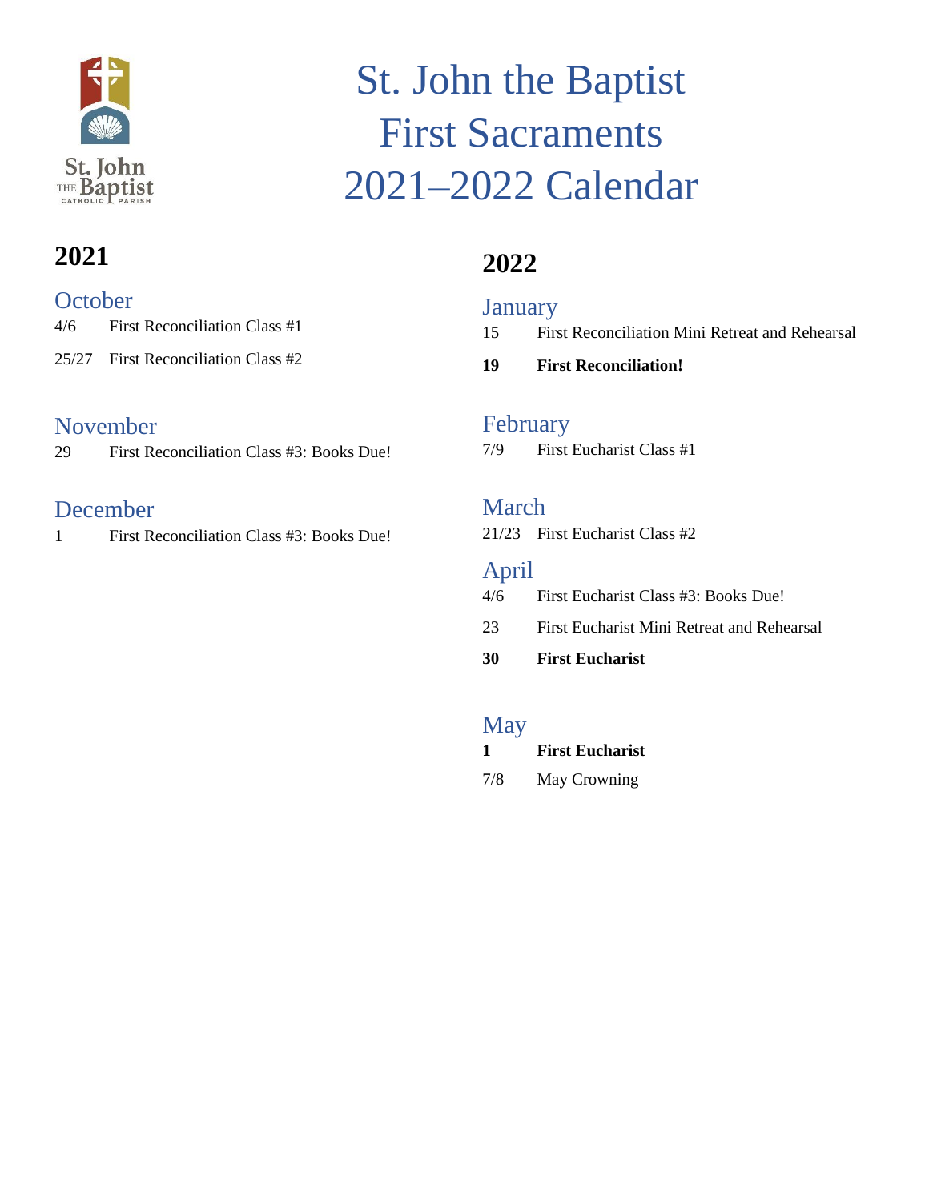# St. John the Baptist First Sacraments 2021–2022 Calendar

## 2021

### October

4/6 First Reconciliation Class #1

25/27 First Reconciliation Class #2

### November

29 First Reconciliation Class #3: Books Due!

### December

1 First Reconciliation Class #3: Books Due!

## 2022

### January

15 First Reconciliation Mini Retreat and Rehearsal

**19 First Reconciliation!**

### February

7/9 First Eucharist Class #1

### March

21/23 First Eucharist Class #2

### April

4/6 First Eucharist Class #3: Books Due!

23 First Eucharist Mini Retreat and Rehearsal

**30 First Eucharist**

### May

**1 First Eucharist**

7/8 May Crowning